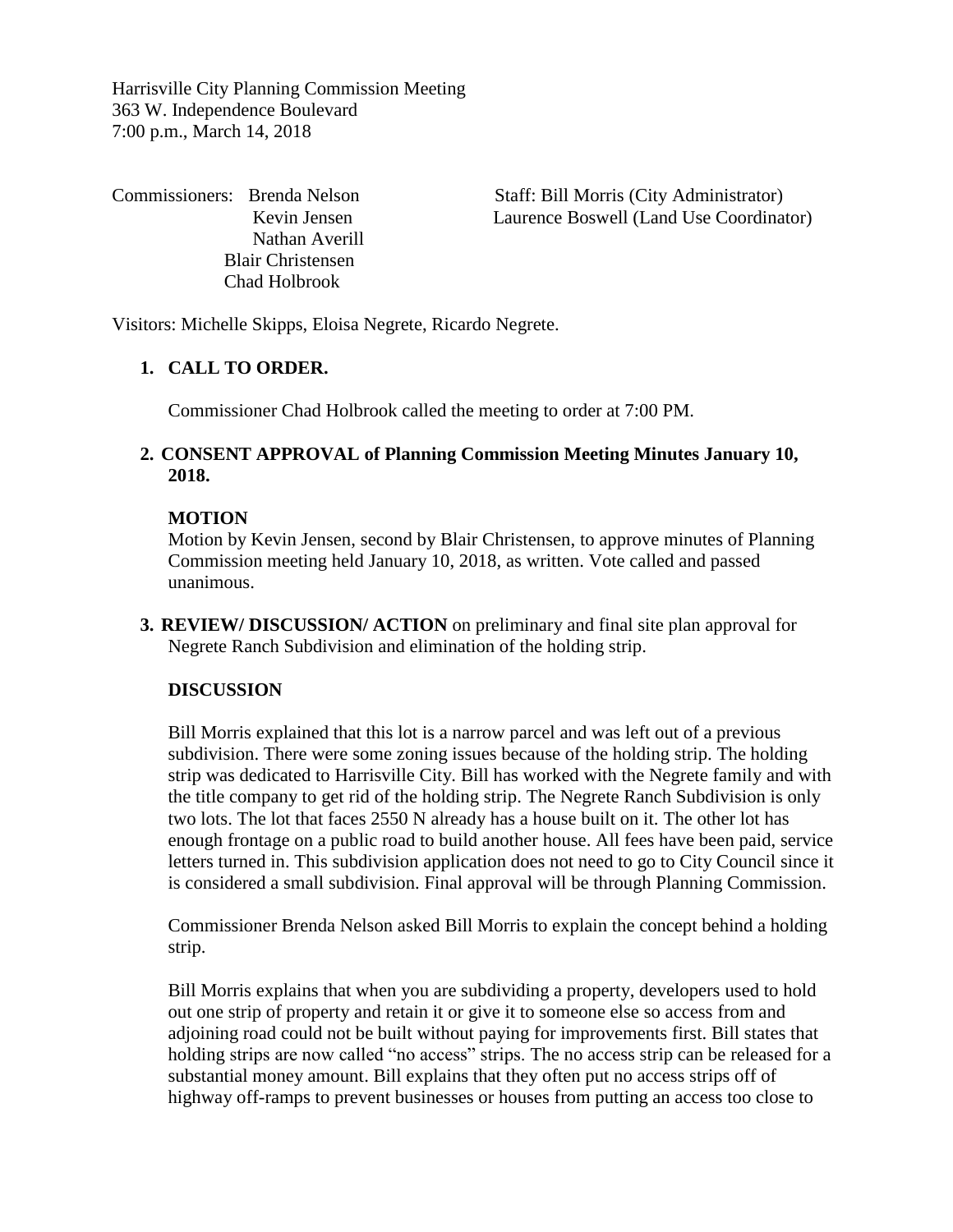Harrisville City Planning Commission Meeting
363 W. Independence Boulevard
7:00 p.m., March 14, 2018

Commissioners: Brenda Nelson
Kevin Jensen
Nathan Averill
Blair Christensen
Chad Holbrook

Staff: Bill Morris (City Administrator)
Laurence Boswell (Land Use Coordinator)

Visitors: Michelle Skipps, Eloisa Negrete, Ricardo Negrete.

1. **CALL TO ORDER.**

   Commissioner Chad Holbrook called the meeting to order at 7:00 PM.

2. **CONSENT APPROVAL of Planning Commission Meeting Minutes January 10, 2018.**

   **MOTION**
   Motion by Kevin Jensen, second by Blair Christensen, to approve minutes of Planning Commission meeting held January 10, 2018, as written. Vote called and passed unanimous.

3. **REVIEW/ DISCUSSION/ ACTION** on preliminary and final site plan approval for Negrete Ranch Subdivision and elimination of the holding strip.

   **DISCUSSION**

   Bill Morris explained that this lot is a narrow parcel and was left out of a previous subdivision. There were some zoning issues because of the holding strip. The holding strip was dedicated to Harrisville City. Bill has worked with the Negrete family and with the title company to get rid of the holding strip. The Negrete Ranch Subdivision is only two lots. The lot that faces 2550 N already has a house built on it. The other lot has enough frontage on a public road to build another house. All fees have been paid, service letters turned in. This subdivision application does not need to go to City Council since it is considered a small subdivision. Final approval will be through Planning Commission.

   Commissioner Brenda Nelson asked Bill Morris to explain the concept behind a holding strip.

   Bill Morris explains that when you are subdividing a property, developers used to hold out one strip of property and retain it or give it to someone else so access from and adjoining road could not be built without paying for improvements first. Bill states that holding strips are now called "no access" strips. The no access strip can be released for a substantial money amount. Bill explains that they often put no access strips off of highway off-ramps to prevent businesses or houses from putting an access too close to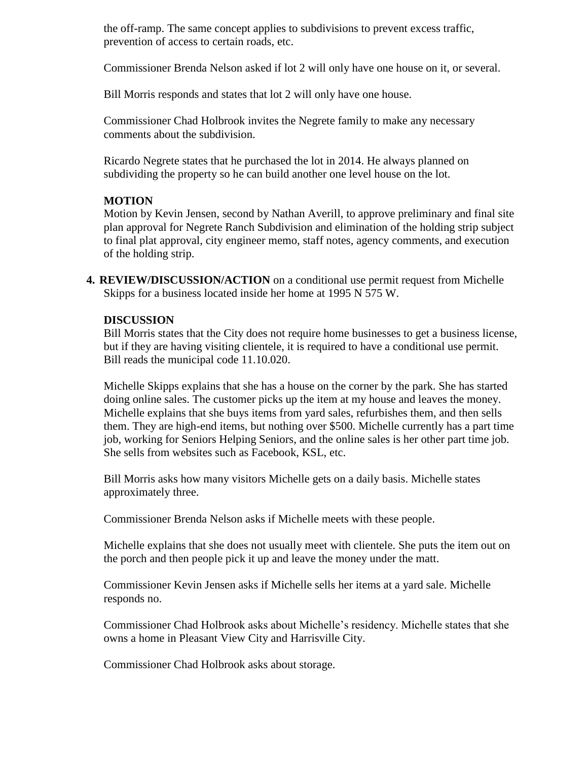the off-ramp. The same concept applies to subdivisions to prevent excess traffic, prevention of access to certain roads, etc.

Commissioner Brenda Nelson asked if lot 2 will only have one house on it, or several.

Bill Morris responds and states that lot 2 will only have one house.

Commissioner Chad Holbrook invites the Negrete family to make any necessary comments about the subdivision.

Ricardo Negrete states that he purchased the lot in 2014. He always planned on subdividing the property so he can build another one level house on the lot.

**MOTION**

Motion by Kevin Jensen, second by Nathan Averill, to approve preliminary and final site plan approval for Negrete Ranch Subdivision and elimination of the holding strip subject to final plat approval, city engineer memo, staff notes, agency comments, and execution of the holding strip.

**4. REVIEW/DISCUSSION/ACTION** on a conditional use permit request from Michelle Skipps for a business located inside her home at 1995 N 575 W.

**DISCUSSION**

Bill Morris states that the City does not require home businesses to get a business license, but if they are having visiting clientele, it is required to have a conditional use permit. Bill reads the municipal code 11.10.020.

Michelle Skipps explains that she has a house on the corner by the park. She has started doing online sales. The customer picks up the item at my house and leaves the money. Michelle explains that she buys items from yard sales, refurbishes them, and then sells them. They are high-end items, but nothing over $500. Michelle currently has a part time job, working for Seniors Helping Seniors, and the online sales is her other part time job. She sells from websites such as Facebook, KSL, etc.

Bill Morris asks how many visitors Michelle gets on a daily basis. Michelle states approximately three.

Commissioner Brenda Nelson asks if Michelle meets with these people.

Michelle explains that she does not usually meet with clientele. She puts the item out on the porch and then people pick it up and leave the money under the matt.

Commissioner Kevin Jensen asks if Michelle sells her items at a yard sale. Michelle responds no.

Commissioner Chad Holbrook asks about Michelle's residency. Michelle states that she owns a home in Pleasant View City and Harrisville City.

Commissioner Chad Holbrook asks about storage.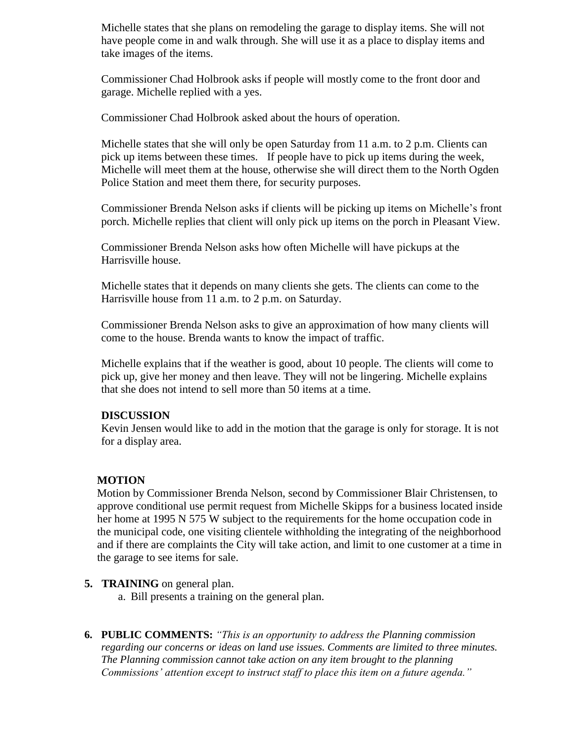Michelle states that she plans on remodeling the garage to display items. She will not have people come in and walk through. She will use it as a place to display items and take images of the items.

Commissioner Chad Holbrook asks if people will mostly come to the front door and garage. Michelle replied with a yes.

Commissioner Chad Holbrook asked about the hours of operation.

Michelle states that she will only be open Saturday from 11 a.m. to 2 p.m. Clients can pick up items between these times.   If people have to pick up items during the week, Michelle will meet them at the house, otherwise she will direct them to the North Ogden Police Station and meet them there, for security purposes.

Commissioner Brenda Nelson asks if clients will be picking up items on Michelle's front porch. Michelle replies that client will only pick up items on the porch in Pleasant View.

Commissioner Brenda Nelson asks how often Michelle will have pickups at the Harrisville house.

Michelle states that it depends on many clients she gets. The clients can come to the Harrisville house from 11 a.m. to 2 p.m. on Saturday.

Commissioner Brenda Nelson asks to give an approximation of how many clients will come to the house. Brenda wants to know the impact of traffic.

Michelle explains that if the weather is good, about 10 people. The clients will come to pick up, give her money and then leave. They will not be lingering. Michelle explains that she does not intend to sell more than 50 items at a time.

**DISCUSSION**

Kevin Jensen would like to add in the motion that the garage is only for storage. It is not for a display area.

**MOTION**

Motion by Commissioner Brenda Nelson, second by Commissioner Blair Christensen, to approve conditional use permit request from Michelle Skipps for a business located inside her home at 1995 N 575 W subject to the requirements for the home occupation code in the municipal code, one visiting clientele withholding the integrating of the neighborhood and if there are complaints the City will take action, and limit to one customer at a time in the garage to see items for sale.

**5. TRAINING** on general plan.

a. Bill presents a training on the general plan.

**6. PUBLIC COMMENTS:** *"This is an opportunity to address the Planning commission regarding our concerns or ideas on land use issues. Comments are limited to three minutes. The Planning commission cannot take action on any item brought to the planning Commissions' attention except to instruct staff to place this item on a future agenda."*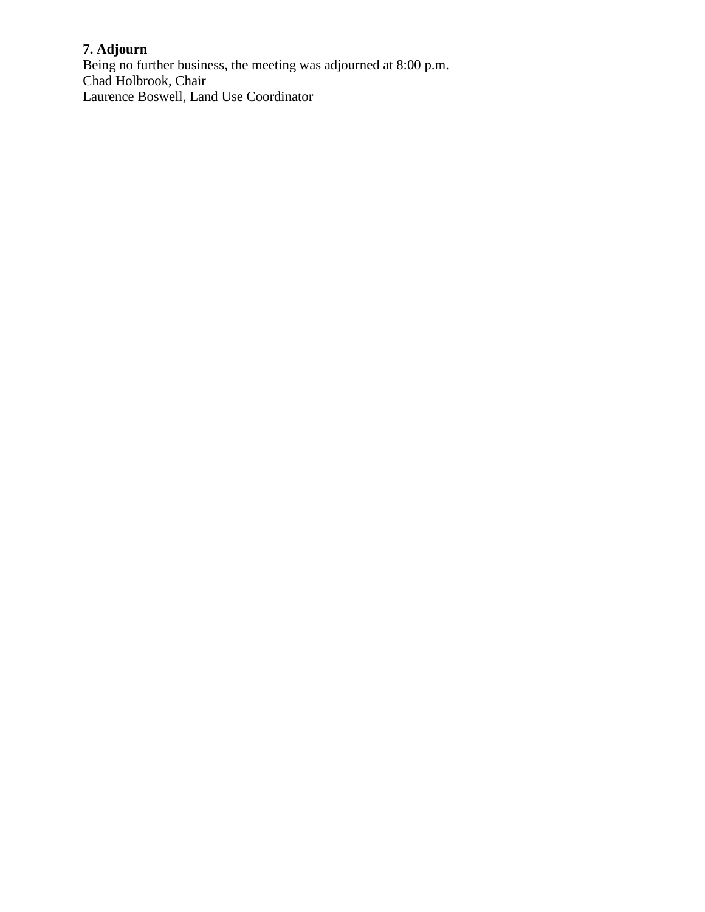**7. Adjourn**

Being no further business, the meeting was adjourned at 8:00 p.m.
Chad Holbrook, Chair
Laurence Boswell, Land Use Coordinator